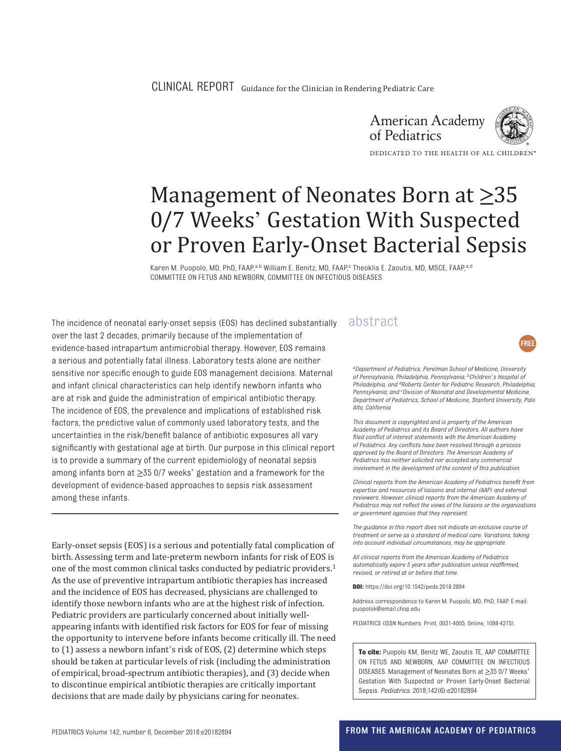CLINICAL REPORT Guidance for the Clinician in Rendering Pediatric Care

American Academy of Pediatrics

DEDICATED TO THE HEALTH OF ALL CHILDREN™

# Management of Neonates Born at ≥35 0/7 Weeks' Gestation With Suspected or Proven Early-Onset Bacterial Sepsis

Karen M. Puopolo, MD, PhD, FAAP,[a,b] William E. Benitz, MD, FAAP,[c] Theoklis E. Zaoutis, MD, MSCE, FAAP,[a,d] COMMITTEE ON FETUS AND NEWBORN, COMMITTEE ON INFECTIOUS DISEASES

## abstract

The incidence of neonatal early-onset sepsis (EOS) has declined substantially over the last 2 decades, primarily because of the implementation of evidence-based intrapartum antimicrobial therapy. However, EOS remains a serious and potentially fatal illness. Laboratory tests alone are neither sensitive nor specific enough to guide EOS management decisions. Maternal and infant clinical characteristics can help identify newborn infants who are at risk and guide the administration of empirical antibiotic therapy. The incidence of EOS, the prevalence and implications of established risk factors, the predictive value of commonly used laboratory tests, and the uncertainties in the risk/benefit balance of antibiotic exposures all vary significantly with gestational age at birth. Our purpose in this clinical report is to provide a summary of the current epidemiology of neonatal sepsis among infants born at ≥35 0/7 weeks' gestation and a framework for the development of evidence-based approaches to sepsis risk assessment among these infants.

Early-onset sepsis (EOS) is a serious and potentially fatal complication of birth. Assessing term and late-preterm newborn infants for risk of EOS is one of the most common clinical tasks conducted by pediatric providers.[1] As the use of preventive intrapartum antibiotic therapies has increased and the incidence of EOS has decreased, physicians are challenged to identify those newborn infants who are at the highest risk of infection. Pediatric providers are particularly concerned about initially well-appearing infants with identified risk factors for EOS for fear of missing the opportunity to intervene before infants become critically ill. The need to (1) assess a newborn infant's risk of EOS, (2) determine which steps should be taken at particular levels of risk (including the administration of empirical, broad-spectrum antibiotic therapies), and (3) decide when to discontinue empirical antibiotic therapies are critically important decisions that are made daily by physicians caring for neonates.

FREE

[a]*Department of Pediatrics, Perelman School of Medicine, University of Pennsylvania, Philadelphia, Pennsylvania;* [b]*Children's Hospital of Philadelphia, and* [d]*Roberts Center for Pediatric Research, Philadelphia, Pennsylvania; and* [c]*Division of Neonatal and Developmental Medicine, Department of Pediatrics, School of Medicine, Stanford University, Palo Alto, California*

*This document is copyrighted and is property of the American Academy of Pediatrics and its Board of Directors. All authors have filed conflict of interest statements with the American Academy of Pediatrics. Any conflicts have been resolved through a process approved by the Board of Directors. The American Academy of Pediatrics has neither solicited nor accepted any commercial involvement in the development of the content of this publication.*

*Clinical reports from the American Academy of Pediatrics benefit from expertise and resources of liaisons and internal (AAP) and external reviewers. However, clinical reports from the American Academy of Pediatrics may not reflect the views of the liaisons or the organizations or government agencies that they represent.*

*The guidance in this report does not indicate an exclusive course of treatment or serve as a standard of medical care. Variations, taking into account individual circumstances, may be appropriate.*

*All clinical reports from the American Academy of Pediatrics automatically expire 5 years after publication unless reaffirmed, revised, or retired at or before that time.*

**DOI:** https://doi.org/10.1542/peds.2018-2894

Address correspondence to Karen M. Puopolo, MD, PhD, FAAP. E-mail: puopolok@email.chop.edu

PEDIATRICS (ISSN Numbers: Print, 0031-4005; Online, 1098-4275).

**To cite:** Puopolo KM, Benitz WE, Zaoutis TE, AAP COMMITTEE ON FETUS AND NEWBORN, AAP COMMITTEE ON INFECTIOUS DISEASES. Management of Neonates Born at ≥35 0/7 Weeks' Gestation With Suspected or Proven Early-Onset Bacterial Sepsis. *Pediatrics.* 2018;142(6):e20182894

FROM THE AMERICAN ACADEMY OF PEDIATRICS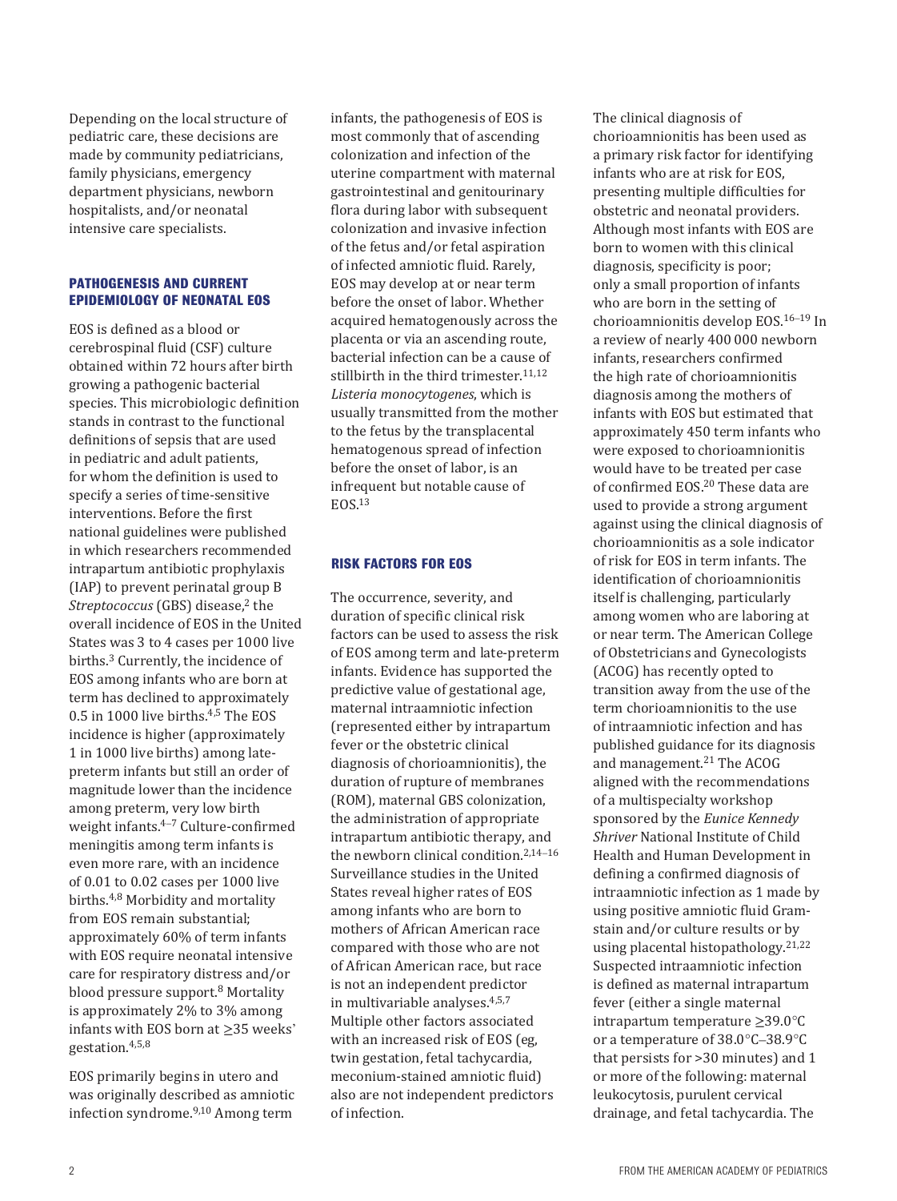Depending on the local structure of pediatric care, these decisions are made by community pediatricians, family physicians, emergency department physicians, newborn hospitalists, and/or neonatal intensive care specialists.

## PATHOGENESIS AND CURRENT EPIDEMIOLOGY OF NEONATAL EOS

EOS is defined as a blood or cerebrospinal fluid (CSF) culture obtained within 72 hours after birth growing a pathogenic bacterial species. This microbiologic definition stands in contrast to the functional definitions of sepsis that are used in pediatric and adult patients, for whom the definition is used to specify a series of time-sensitive interventions. Before the first national guidelines were published in which researchers recommended intrapartum antibiotic prophylaxis (IAP) to prevent perinatal group B *Streptococcus* (GBS) disease,[2] the overall incidence of EOS in the United States was 3 to 4 cases per 1000 live births.[3] Currently, the incidence of EOS among infants who are born at term has declined to approximately 0.5 in 1000 live births.[4,5] The EOS incidence is higher (approximately 1 in 1000 live births) among late-preterm infants but still an order of magnitude lower than the incidence among preterm, very low birth weight infants.[4–7] Culture-confirmed meningitis among term infants is even more rare, with an incidence of 0.01 to 0.02 cases per 1000 live births.[4,8] Morbidity and mortality from EOS remain substantial; approximately 60% of term infants with EOS require neonatal intensive care for respiratory distress and/or blood pressure support.[8] Mortality is approximately 2% to 3% among infants with EOS born at ≥35 weeks' gestation.[4,5,8]

EOS primarily begins in utero and was originally described as amniotic infection syndrome.[9,10] Among term infants, the pathogenesis of EOS is most commonly that of ascending colonization and infection of the uterine compartment with maternal gastrointestinal and genitourinary flora during labor with subsequent colonization and invasive infection of the fetus and/or fetal aspiration of infected amniotic fluid. Rarely, EOS may develop at or near term before the onset of labor. Whether acquired hematogenously across the placenta or via an ascending route, bacterial infection can be a cause of stillbirth in the third trimester.[11,12] *Listeria monocytogenes*, which is usually transmitted from the mother to the fetus by the transplacental hematogenous spread of infection before the onset of labor, is an infrequent but notable cause of EOS.[13]

## RISK FACTORS FOR EOS

The occurrence, severity, and duration of specific clinical risk factors can be used to assess the risk of EOS among term and late-preterm infants. Evidence has supported the predictive value of gestational age, maternal intraamniotic infection (represented either by intrapartum fever or the obstetric clinical diagnosis of chorioamnionitis), the duration of rupture of membranes (ROM), maternal GBS colonization, the administration of appropriate intrapartum antibiotic therapy, and the newborn clinical condition.[2,14–16] Surveillance studies in the United States reveal higher rates of EOS among infants who are born to mothers of African American race compared with those who are not of African American race, but race is not an independent predictor in multivariable analyses.[4,5,7] Multiple other factors associated with an increased risk of EOS (eg, twin gestation, fetal tachycardia, meconium-stained amniotic fluid) also are not independent predictors of infection.

The clinical diagnosis of chorioamnionitis has been used as a primary risk factor for identifying infants who are at risk for EOS, presenting multiple difficulties for obstetric and neonatal providers. Although most infants with EOS are born to women with this clinical diagnosis, specificity is poor; only a small proportion of infants who are born in the setting of chorioamnionitis develop EOS.[16–19] In a review of nearly 400 000 newborn infants, researchers confirmed the high rate of chorioamnionitis diagnosis among the mothers of infants with EOS but estimated that approximately 450 term infants who were exposed to chorioamnionitis would have to be treated per case of confirmed EOS.[20] These data are used to provide a strong argument against using the clinical diagnosis of chorioamnionitis as a sole indicator of risk for EOS in term infants. The identification of chorioamnionitis itself is challenging, particularly among women who are laboring at or near term. The American College of Obstetricians and Gynecologists (ACOG) has recently opted to transition away from the use of the term chorioamnionitis to the use of intraamniotic infection and has published guidance for its diagnosis and management.[21] The ACOG aligned with the recommendations of a multispecialty workshop sponsored by the *Eunice Kennedy Shriver* National Institute of Child Health and Human Development in defining a confirmed diagnosis of intraamniotic infection as 1 made by using positive amniotic fluid Gram-stain and/or culture results or by using placental histopathology.[21,22] Suspected intraamniotic infection is defined as maternal intrapartum fever (either a single maternal intrapartum temperature ≥39.0°C or a temperature of 38.0°C–38.9°C that persists for >30 minutes) and 1 or more of the following: maternal leukocytosis, purulent cervical drainage, and fetal tachycardia. The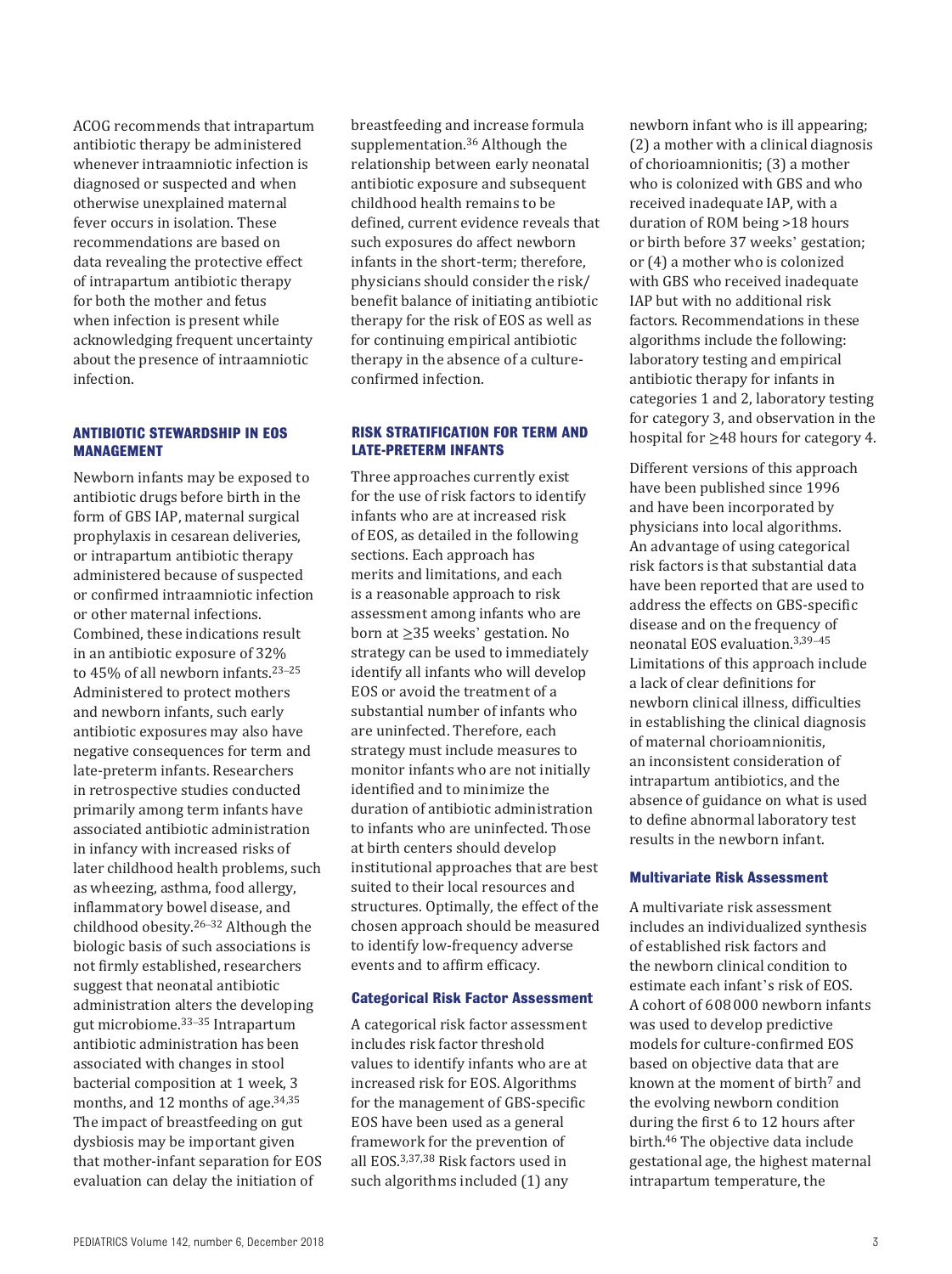ACOG recommends that intrapartum antibiotic therapy be administered whenever intraamniotic infection is diagnosed or suspected and when otherwise unexplained maternal fever occurs in isolation. These recommendations are based on data revealing the protective effect of intrapartum antibiotic therapy for both the mother and fetus when infection is present while acknowledging frequent uncertainty about the presence of intraamniotic infection.

## ANTIBIOTIC STEWARDSHIP IN EOS MANAGEMENT

Newborn infants may be exposed to antibiotic drugs before birth in the form of GBS IAP, maternal surgical prophylaxis in cesarean deliveries, or intrapartum antibiotic therapy administered because of suspected or confirmed intraamniotic infection or other maternal infections. Combined, these indications result in an antibiotic exposure of 32% to 45% of all newborn infants.[23–25] Administered to protect mothers and newborn infants, such early antibiotic exposures may also have negative consequences for term and late-preterm infants. Researchers in retrospective studies conducted primarily among term infants have associated antibiotic administration in infancy with increased risks of later childhood health problems, such as wheezing, asthma, food allergy, inflammatory bowel disease, and childhood obesity.[26–32] Although the biologic basis of such associations is not firmly established, researchers suggest that neonatal antibiotic administration alters the developing gut microbiome.[33–35] Intrapartum antibiotic administration has been associated with changes in stool bacterial composition at 1 week, 3 months, and 12 months of age.[34,35] The impact of breastfeeding on gut dysbiosis may be important given that mother-infant separation for EOS evaluation can delay the initiation of breastfeeding and increase formula supplementation.[36] Although the relationship between early neonatal antibiotic exposure and subsequent childhood health remains to be defined, current evidence reveals that such exposures do affect newborn infants in the short-term; therefore, physicians should consider the risk/benefit balance of initiating antibiotic therapy for the risk of EOS as well as for continuing empirical antibiotic therapy in the absence of a culture-confirmed infection.

## RISK STRATIFICATION FOR TERM AND LATE-PRETERM INFANTS

Three approaches currently exist for the use of risk factors to identify infants who are at increased risk of EOS, as detailed in the following sections. Each approach has merits and limitations, and each is a reasonable approach to risk assessment among infants who are born at ≥35 weeks' gestation. No strategy can be used to immediately identify all infants who will develop EOS or avoid the treatment of a substantial number of infants who are uninfected. Therefore, each strategy must include measures to monitor infants who are not initially identified and to minimize the duration of antibiotic administration to infants who are uninfected. Those at birth centers should develop institutional approaches that are best suited to their local resources and structures. Optimally, the effect of the chosen approach should be measured to identify low-frequency adverse events and to affirm efficacy.

### Categorical Risk Factor Assessment

A categorical risk factor assessment includes risk factor threshold values to identify infants who are at increased risk for EOS. Algorithms for the management of GBS-specific EOS have been used as a general framework for the prevention of all EOS.[3,37,38] Risk factors used in such algorithms included (1) any newborn infant who is ill appearing; (2) a mother with a clinical diagnosis of chorioamnionitis; (3) a mother who is colonized with GBS and who received inadequate IAP, with a duration of ROM being >18 hours or birth before 37 weeks' gestation; or (4) a mother who is colonized with GBS who received inadequate IAP but with no additional risk factors. Recommendations in these algorithms include the following: laboratory testing and empirical antibiotic therapy for infants in categories 1 and 2, laboratory testing for category 3, and observation in the hospital for ≥48 hours for category 4.

Different versions of this approach have been published since 1996 and have been incorporated by physicians into local algorithms. An advantage of using categorical risk factors is that substantial data have been reported that are used to address the effects on GBS-specific disease and on the frequency of neonatal EOS evaluation.[3,39–45] Limitations of this approach include a lack of clear definitions for newborn clinical illness, difficulties in establishing the clinical diagnosis of maternal chorioamnionitis, an inconsistent consideration of intrapartum antibiotics, and the absence of guidance on what is used to define abnormal laboratory test results in the newborn infant.

### Multivariate Risk Assessment

A multivariate risk assessment includes an individualized synthesis of established risk factors and the newborn clinical condition to estimate each infant's risk of EOS. A cohort of 608 000 newborn infants was used to develop predictive models for culture-confirmed EOS based on objective data that are known at the moment of birth[7] and the evolving newborn condition during the first 6 to 12 hours after birth.[46] The objective data include gestational age, the highest maternal intrapartum temperature, the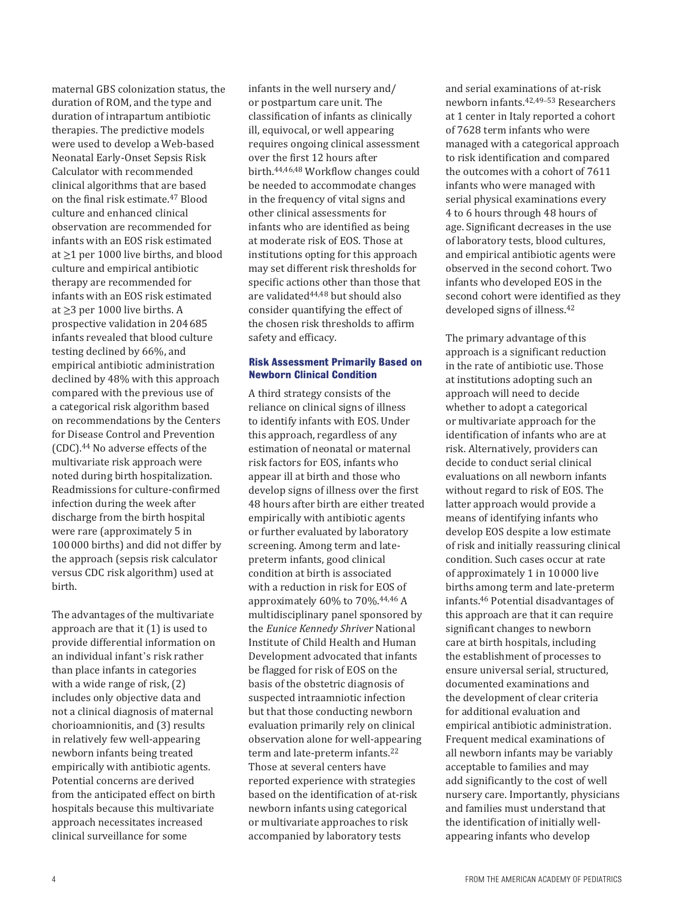maternal GBS colonization status, the duration of ROM, and the type and duration of intrapartum antibiotic therapies. The predictive models were used to develop a Web-based Neonatal Early-Onset Sepsis Risk Calculator with recommended clinical algorithms that are based on the final risk estimate.[47] Blood culture and enhanced clinical observation are recommended for infants with an EOS risk estimated at ≥1 per 1000 live births, and blood culture and empirical antibiotic therapy are recommended for infants with an EOS risk estimated at ≥3 per 1000 live births. A prospective validation in 204 685 infants revealed that blood culture testing declined by 66%, and empirical antibiotic administration declined by 48% with this approach compared with the previous use of a categorical risk algorithm based on recommendations by the Centers for Disease Control and Prevention (CDC).[44] No adverse effects of the multivariate risk approach were noted during birth hospitalization. Readmissions for culture-confirmed infection during the week after discharge from the birth hospital were rare (approximately 5 in 100 000 births) and did not differ by the approach (sepsis risk calculator versus CDC risk algorithm) used at birth.

The advantages of the multivariate approach are that it (1) is used to provide differential information on an individual infant's risk rather than place infants in categories with a wide range of risk, (2) includes only objective data and not a clinical diagnosis of maternal chorioamnionitis, and (3) results in relatively few well-appearing newborn infants being treated empirically with antibiotic agents. Potential concerns are derived from the anticipated effect on birth hospitals because this multivariate approach necessitates increased clinical surveillance for some infants in the well nursery and/or postpartum care unit. The classification of infants as clinically ill, equivocal, or well appearing requires ongoing clinical assessment over the first 12 hours after birth.[44,46,48] Workflow changes could be needed to accommodate changes in the frequency of vital signs and other clinical assessments for infants who are identified as being at moderate risk of EOS. Those at institutions opting for this approach may set different risk thresholds for specific actions other than those that are validated[44,48] but should also consider quantifying the effect of the chosen risk thresholds to affirm safety and efficacy.

### Risk Assessment Primarily Based on Newborn Clinical Condition

A third strategy consists of the reliance on clinical signs of illness to identify infants with EOS. Under this approach, regardless of any estimation of neonatal or maternal risk factors for EOS, infants who appear ill at birth and those who develop signs of illness over the first 48 hours after birth are either treated empirically with antibiotic agents or further evaluated by laboratory screening. Among term and late-preterm infants, good clinical condition at birth is associated with a reduction in risk for EOS of approximately 60% to 70%.[44,46] A multidisciplinary panel sponsored by the *Eunice Kennedy Shriver* National Institute of Child Health and Human Development advocated that infants be flagged for risk of EOS on the basis of the obstetric diagnosis of suspected intraamniotic infection but that those conducting newborn evaluation primarily rely on clinical observation alone for well-appearing term and late-preterm infants.[22] Those at several centers have reported experience with strategies based on the identification of at-risk newborn infants using categorical or multivariate approaches to risk accompanied by laboratory tests and serial examinations of at-risk newborn infants.[42,49–53] Researchers at 1 center in Italy reported a cohort of 7628 term infants who were managed with a categorical approach to risk identification and compared the outcomes with a cohort of 7611 infants who were managed with serial physical examinations every 4 to 6 hours through 48 hours of age. Significant decreases in the use of laboratory tests, blood cultures, and empirical antibiotic agents were observed in the second cohort. Two infants who developed EOS in the second cohort were identified as they developed signs of illness.[42]

The primary advantage of this approach is a significant reduction in the rate of antibiotic use. Those at institutions adopting such an approach will need to decide whether to adopt a categorical or multivariate approach for the identification of infants who are at risk. Alternatively, providers can decide to conduct serial clinical evaluations on all newborn infants without regard to risk of EOS. The latter approach would provide a means of identifying infants who develop EOS despite a low estimate of risk and initially reassuring clinical condition. Such cases occur at rate of approximately 1 in 10 000 live births among term and late-preterm infants.[46] Potential disadvantages of this approach are that it can require significant changes to newborn care at birth hospitals, including the establishment of processes to ensure universal serial, structured, documented examinations and the development of clear criteria for additional evaluation and empirical antibiotic administration. Frequent medical examinations of all newborn infants may be variably acceptable to families and may add significantly to the cost of well nursery care. Importantly, physicians and families must understand that the identification of initially well-appearing infants who develop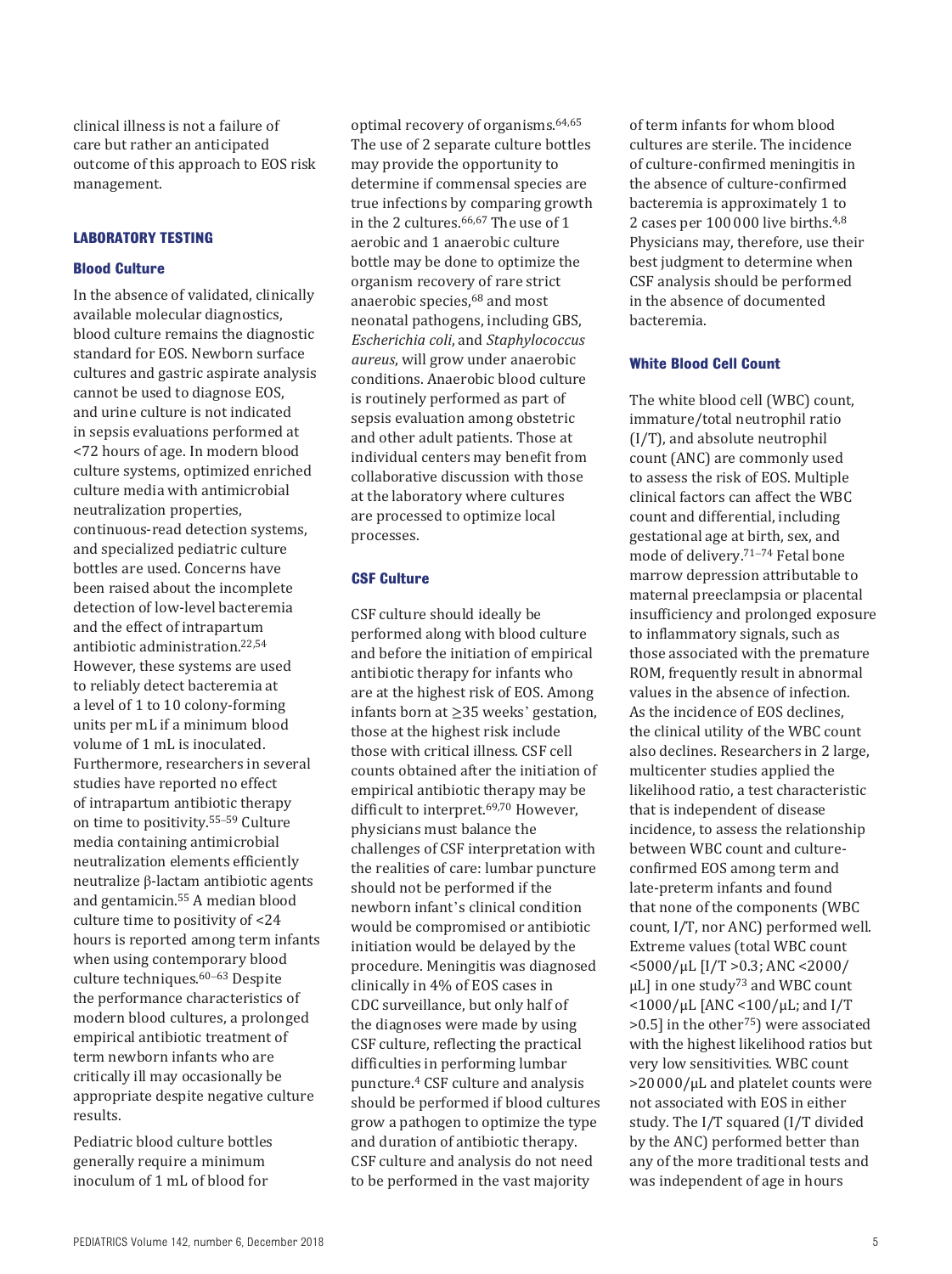clinical illness is not a failure of care but rather an anticipated outcome of this approach to EOS risk management.

## LABORATORY TESTING

### Blood Culture

In the absence of validated, clinically available molecular diagnostics, blood culture remains the diagnostic standard for EOS. Newborn surface cultures and gastric aspirate analysis cannot be used to diagnose EOS, and urine culture is not indicated in sepsis evaluations performed at <72 hours of age. In modern blood culture systems, optimized enriched culture media with antimicrobial neutralization properties, continuous-read detection systems, and specialized pediatric culture bottles are used. Concerns have been raised about the incomplete detection of low-level bacteremia and the effect of intrapartum antibiotic administration.[22,54] However, these systems are used to reliably detect bacteremia at a level of 1 to 10 colony-forming units per mL if a minimum blood volume of 1 mL is inoculated. Furthermore, researchers in several studies have reported no effect of intrapartum antibiotic therapy on time to positivity.[55–59] Culture media containing antimicrobial neutralization elements efficiently neutralize β-lactam antibiotic agents and gentamicin.[55] A median blood culture time to positivity of <24 hours is reported among term infants when using contemporary blood culture techniques.[60–63] Despite the performance characteristics of modern blood cultures, a prolonged empirical antibiotic treatment of term newborn infants who are critically ill may occasionally be appropriate despite negative culture results.

Pediatric blood culture bottles generally require a minimum inoculum of 1 mL of blood for optimal recovery of organisms.[64,65] The use of 2 separate culture bottles may provide the opportunity to determine if commensal species are true infections by comparing growth in the 2 cultures.[66,67] The use of 1 aerobic and 1 anaerobic culture bottle may be done to optimize the organism recovery of rare strict anaerobic species,[68] and most neonatal pathogens, including GBS, *Escherichia coli*, and *Staphylococcus aureus*, will grow under anaerobic conditions. Anaerobic blood culture is routinely performed as part of sepsis evaluation among obstetric and other adult patients. Those at individual centers may benefit from collaborative discussion with those at the laboratory where cultures are processed to optimize local processes.

### CSF Culture

CSF culture should ideally be performed along with blood culture and before the initiation of empirical antibiotic therapy for infants who are at the highest risk of EOS. Among infants born at ≥35 weeks' gestation, those at the highest risk include those with critical illness. CSF cell counts obtained after the initiation of empirical antibiotic therapy may be difficult to interpret.[69,70] However, physicians must balance the challenges of CSF interpretation with the realities of care: lumbar puncture should not be performed if the newborn infant's clinical condition would be compromised or antibiotic initiation would be delayed by the procedure. Meningitis was diagnosed clinically in 4% of EOS cases in CDC surveillance, but only half of the diagnoses were made by using CSF culture, reflecting the practical difficulties in performing lumbar puncture.[4] CSF culture and analysis should be performed if blood cultures grow a pathogen to optimize the type and duration of antibiotic therapy. CSF culture and analysis do not need to be performed in the vast majority of term infants for whom blood cultures are sterile. The incidence of culture-confirmed meningitis in the absence of culture-confirmed bacteremia is approximately 1 to 2 cases per 100 000 live births.[4,8] Physicians may, therefore, use their best judgment to determine when CSF analysis should be performed in the absence of documented bacteremia.

### White Blood Cell Count

The white blood cell (WBC) count, immature/total neutrophil ratio (I/T), and absolute neutrophil count (ANC) are commonly used to assess the risk of EOS. Multiple clinical factors can affect the WBC count and differential, including gestational age at birth, sex, and mode of delivery.[71–74] Fetal bone marrow depression attributable to maternal preeclampsia or placental insufficiency and prolonged exposure to inflammatory signals, such as those associated with the premature ROM, frequently result in abnormal values in the absence of infection. As the incidence of EOS declines, the clinical utility of the WBC count also declines. Researchers in 2 large, multicenter studies applied the likelihood ratio, a test characteristic that is independent of disease incidence, to assess the relationship between WBC count and culture-confirmed EOS among term and late-preterm infants and found that none of the components (WBC count, I/T, nor ANC) performed well. Extreme values (total WBC count <5000/µL [I/T >0.3; ANC <2000/µL] in one study[73] and WBC count <1000/µL [ANC <100/µL; and I/T >0.5] in the other[75]) were associated with the highest likelihood ratios but very low sensitivities. WBC count >20 000/µL and platelet counts were not associated with EOS in either study. The I/T squared (I/T divided by the ANC) performed better than any of the more traditional tests and was independent of age in hours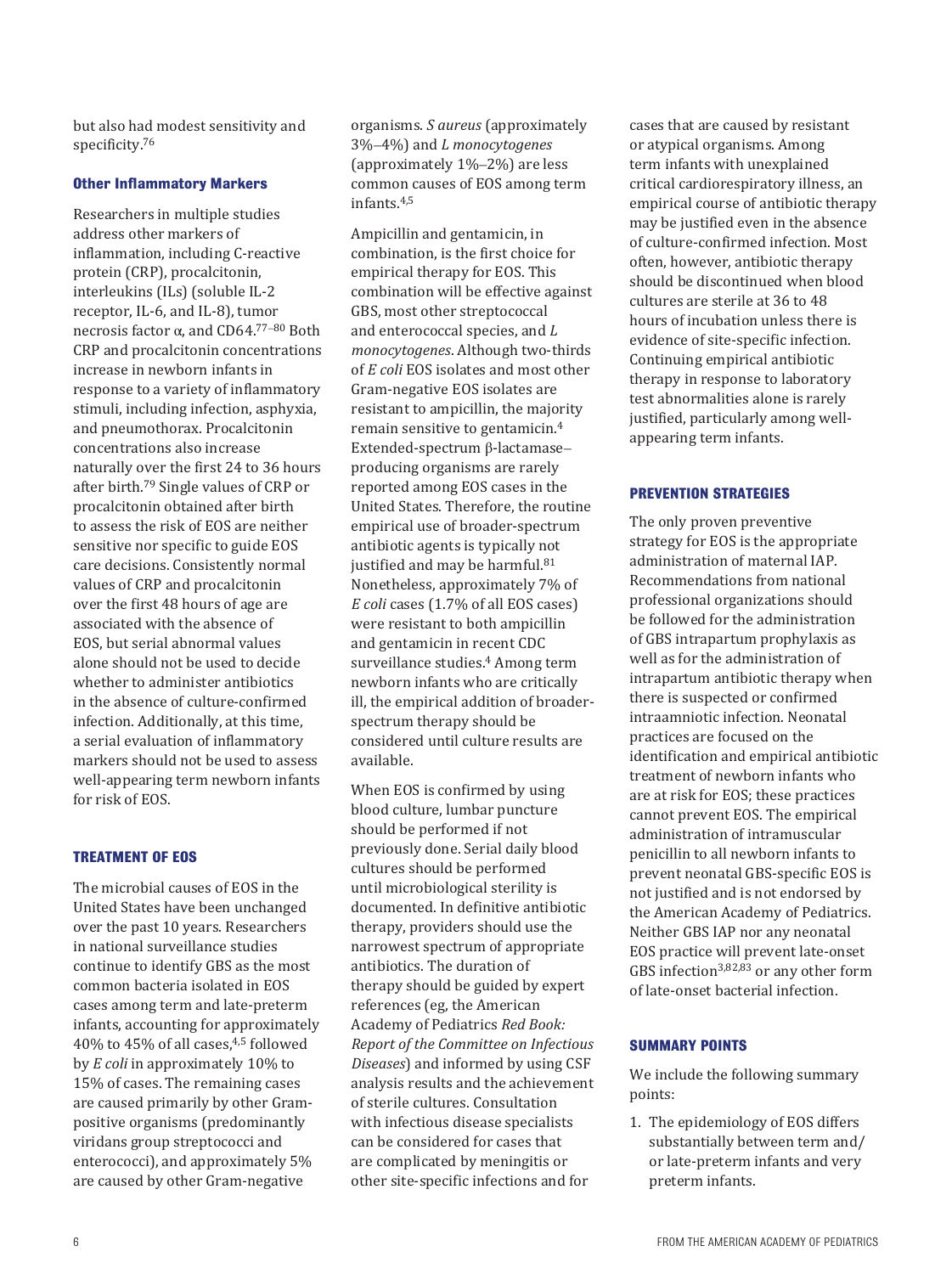but also had modest sensitivity and specificity.[76]

### Other Inflammatory Markers

Researchers in multiple studies address other markers of inflammation, including C-reactive protein (CRP), procalcitonin, interleukins (ILs) (soluble IL-2 receptor, IL-6, and IL-8), tumor necrosis factor α, and CD64.[77–80] Both CRP and procalcitonin concentrations increase in newborn infants in response to a variety of inflammatory stimuli, including infection, asphyxia, and pneumothorax. Procalcitonin concentrations also increase naturally over the first 24 to 36 hours after birth.[79] Single values of CRP or procalcitonin obtained after birth to assess the risk of EOS are neither sensitive nor specific to guide EOS care decisions. Consistently normal values of CRP and procalcitonin over the first 48 hours of age are associated with the absence of EOS, but serial abnormal values alone should not be used to decide whether to administer antibiotics in the absence of culture-confirmed infection. Additionally, at this time, a serial evaluation of inflammatory markers should not be used to assess well-appearing term newborn infants for risk of EOS.

## TREATMENT OF EOS

The microbial causes of EOS in the United States have been unchanged over the past 10 years. Researchers in national surveillance studies continue to identify GBS as the most common bacteria isolated in EOS cases among term and late-preterm infants, accounting for approximately 40% to 45% of all cases,[4,5] followed by *E coli* in approximately 10% to 15% of cases. The remaining cases are caused primarily by other Gram-positive organisms (predominantly viridans group streptococci and enterococci), and approximately 5% are caused by other Gram-negative organisms. *S aureus* (approximately 3%–4%) and *L monocytogenes* (approximately 1%–2%) are less common causes of EOS among term infants.[4,5]

Ampicillin and gentamicin, in combination, is the first choice for empirical therapy for EOS. This combination will be effective against GBS, most other streptococcal and enterococcal species, and *L monocytogenes*. Although two-thirds of *E coli* EOS isolates and most other Gram-negative EOS isolates are resistant to ampicillin, the majority remain sensitive to gentamicin.[4] Extended-spectrum β-lactamase–producing organisms are rarely reported among EOS cases in the United States. Therefore, the routine empirical use of broader-spectrum antibiotic agents is typically not justified and may be harmful.[81] Nonetheless, approximately 7% of *E coli* cases (1.7% of all EOS cases) were resistant to both ampicillin and gentamicin in recent CDC surveillance studies.[4] Among term newborn infants who are critically ill, the empirical addition of broader-spectrum therapy should be considered until culture results are available.

When EOS is confirmed by using blood culture, lumbar puncture should be performed if not previously done. Serial daily blood cultures should be performed until microbiological sterility is documented. In definitive antibiotic therapy, providers should use the narrowest spectrum of appropriate antibiotics. The duration of therapy should be guided by expert references (eg, the American Academy of Pediatrics *Red Book: Report of the Committee on Infectious Diseases*) and informed by using CSF analysis results and the achievement of sterile cultures. Consultation with infectious disease specialists can be considered for cases that are complicated by meningitis or other site-specific infections and for cases that are caused by resistant or atypical organisms. Among term infants with unexplained critical cardiorespiratory illness, an empirical course of antibiotic therapy may be justified even in the absence of culture-confirmed infection. Most often, however, antibiotic therapy should be discontinued when blood cultures are sterile at 36 to 48 hours of incubation unless there is evidence of site-specific infection. Continuing empirical antibiotic therapy in response to laboratory test abnormalities alone is rarely justified, particularly among well-appearing term infants.

## PREVENTION STRATEGIES

The only proven preventive strategy for EOS is the appropriate administration of maternal IAP. Recommendations from national professional organizations should be followed for the administration of GBS intrapartum prophylaxis as well as for the administration of intrapartum antibiotic therapy when there is suspected or confirmed intraamniotic infection. Neonatal practices are focused on the identification and empirical antibiotic treatment of newborn infants who are at risk for EOS; these practices cannot prevent EOS. The empirical administration of intramuscular penicillin to all newborn infants to prevent neonatal GBS-specific EOS is not justified and is not endorsed by the American Academy of Pediatrics. Neither GBS IAP nor any neonatal EOS practice will prevent late-onset GBS infection[3,82,83] or any other form of late-onset bacterial infection.

## SUMMARY POINTS

We include the following summary points:

1. The epidemiology of EOS differs substantially between term and/or late-preterm infants and very preterm infants.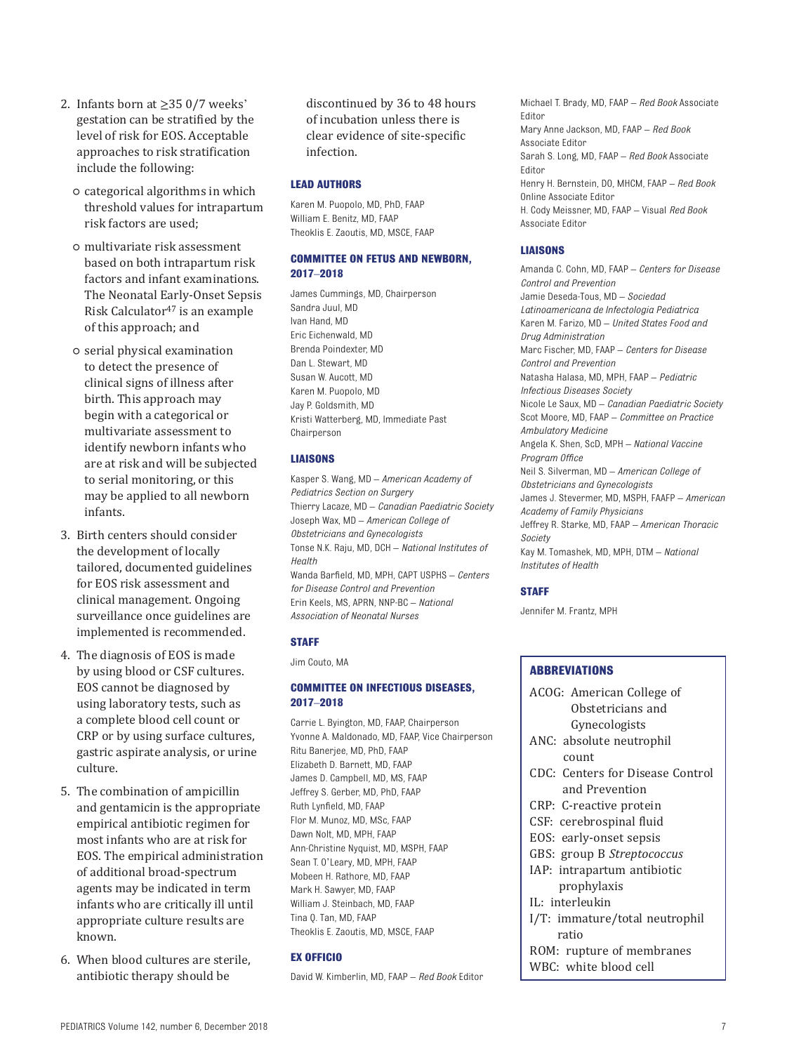2. Infants born at ≥35 0/7 weeks' gestation can be stratified by the level of risk for EOS. Acceptable approaches to risk stratification include the following:
   - categorical algorithms in which threshold values for intrapartum risk factors are used;
   - multivariate risk assessment based on both intrapartum risk factors and infant examinations. The Neonatal Early-Onset Sepsis Risk Calculator[47] is an example of this approach; and
   - serial physical examination to detect the presence of clinical signs of illness after birth. This approach may begin with a categorical or multivariate assessment to identify newborn infants who are at risk and will be subjected to serial monitoring, or this may be applied to all newborn infants.
3. Birth centers should consider the development of locally tailored, documented guidelines for EOS risk assessment and clinical management. Ongoing surveillance once guidelines are implemented is recommended.
4. The diagnosis of EOS is made by using blood or CSF cultures. EOS cannot be diagnosed by using laboratory tests, such as a complete blood cell count or CRP or by using surface cultures, gastric aspirate analysis, or urine culture.
5. The combination of ampicillin and gentamicin is the appropriate empirical antibiotic regimen for most infants who are at risk for EOS. The empirical administration of additional broad-spectrum agents may be indicated in term infants who are critically ill until appropriate culture results are known.
6. When blood cultures are sterile, antibiotic therapy should be discontinued by 36 to 48 hours of incubation unless there is clear evidence of site-specific infection.

### LEAD AUTHORS

Karen M. Puopolo, MD, PhD, FAAP
William E. Benitz, MD, FAAP
Theoklis E. Zaoutis, MD, MSCE, FAAP

### COMMITTEE ON FETUS AND NEWBORN, 2017–2018

James Cummings, MD, Chairperson
Sandra Juul, MD
Ivan Hand, MD
Eric Eichenwald, MD
Brenda Poindexter, MD
Dan L. Stewart, MD
Susan W. Aucott, MD
Karen M. Puopolo, MD
Jay P. Goldsmith, MD
Kristi Watterberg, MD, Immediate Past Chairperson

### LIAISONS

Kasper S. Wang, MD – *American Academy of Pediatrics Section on Surgery*
Thierry Lacaze, MD – *Canadian Paediatric Society*
Joseph Wax, MD – *American College of Obstetricians and Gynecologists*
Tonse N.K. Raju, MD, DCH – *National Institutes of Health*
Wanda Barfield, MD, MPH, CAPT USPHS – *Centers for Disease Control and Prevention*
Erin Keels, MS, APRN, NNP-BC – *National Association of Neonatal Nurses*

### STAFF

Jim Couto, MA

### COMMITTEE ON INFECTIOUS DISEASES, 2017–2018

Carrie L. Byington, MD, FAAP, Chairperson
Yvonne A. Maldonado, MD, FAAP, Vice Chairperson
Ritu Banerjee, MD, PhD, FAAP
Elizabeth D. Barnett, MD, FAAP
James D. Campbell, MD, MS, FAAP
Jeffrey S. Gerber, MD, PhD, FAAP
Ruth Lynfield, MD, FAAP
Flor M. Munoz, MD, MSc, FAAP
Dawn Nolt, MD, MPH, FAAP
Ann-Christine Nyquist, MD, MSPH, FAAP
Sean T. O'Leary, MD, MPH, FAAP
Mobeen H. Rathore, MD, FAAP
Mark H. Sawyer, MD, FAAP
William J. Steinbach, MD, FAAP
Tina Q. Tan, MD, FAAP
Theoklis E. Zaoutis, MD, MSCE, FAAP

### EX OFFICIO

David W. Kimberlin, MD, FAAP – *Red Book* Editor
Michael T. Brady, MD, FAAP – *Red Book* Associate Editor
Mary Anne Jackson, MD, FAAP – *Red Book* Associate Editor
Sarah S. Long, MD, FAAP – *Red Book* Associate Editor
Henry H. Bernstein, DO, MHCM, FAAP – *Red Book* Online Associate Editor
H. Cody Meissner, MD, FAAP – Visual *Red Book* Associate Editor

### LIAISONS

Amanda C. Cohn, MD, FAAP – *Centers for Disease Control and Prevention*
Jamie Deseda-Tous, MD – *Sociedad Latinoamericana de Infectologia Pediatrica*
Karen M. Farizo, MD – *United States Food and Drug Administration*
Marc Fischer, MD, FAAP – *Centers for Disease Control and Prevention*
Natasha Halasa, MD, MPH, FAAP – *Pediatric Infectious Diseases Society*
Nicole Le Saux, MD – *Canadian Paediatric Society*
Scot Moore, MD, FAAP – *Committee on Practice Ambulatory Medicine*
Angela K. Shen, ScD, MPH – *National Vaccine Program Office*
Neil S. Silverman, MD – *American College of Obstetricians and Gynecologists*
James J. Stevermer, MD, MSPH, FAAFP – *American Academy of Family Physicians*
Jeffrey R. Starke, MD, FAAP – *American Thoracic Society*
Kay M. Tomashek, MD, MPH, DTM – *National Institutes of Health*

### STAFF

Jennifer M. Frantz, MPH

### ABBREVIATIONS

ACOG: American College of Obstetricians and Gynecologists
ANC: absolute neutrophil count
CDC: Centers for Disease Control and Prevention
CRP: C-reactive protein
CSF: cerebrospinal fluid
EOS: early-onset sepsis
GBS: group B *Streptococcus*
IAP: intrapartum antibiotic prophylaxis
IL: interleukin
I/T: immature/total neutrophil ratio
ROM: rupture of membranes
WBC: white blood cell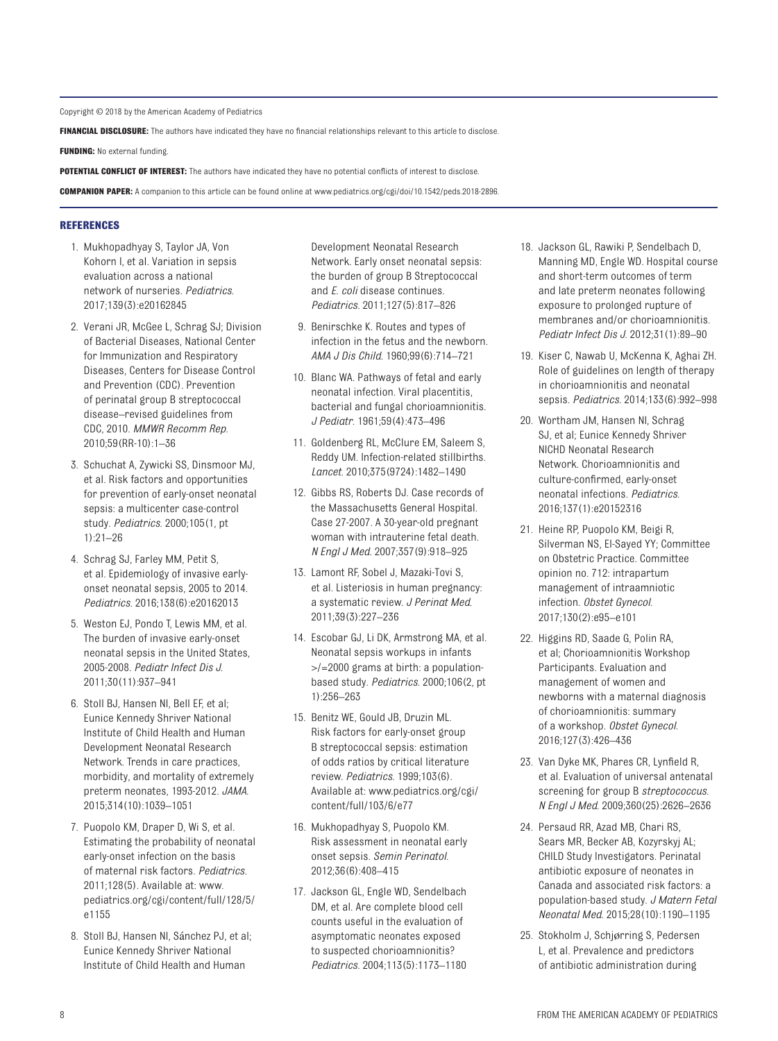Copyright © 2018 by the American Academy of Pediatrics

**FINANCIAL DISCLOSURE:** The authors have indicated they have no financial relationships relevant to this article to disclose.

**FUNDING:** No external funding.

**POTENTIAL CONFLICT OF INTEREST:** The authors have indicated they have no potential conflicts of interest to disclose.

**COMPANION PAPER:** A companion to this article can be found online at www.pediatrics.org/cgi/doi/10.1542/peds.2018-2896.

## REFERENCES

1. Mukhopadhyay S, Taylor JA, Von Kohorn I, et al. Variation in sepsis evaluation across a national network of nurseries. *Pediatrics*. 2017;139(3):e20162845
2. Verani JR, McGee L, Schrag SJ; Division of Bacterial Diseases, National Center for Immunization and Respiratory Diseases, Centers for Disease Control and Prevention (CDC). Prevention of perinatal group B streptococcal disease–revised guidelines from CDC, 2010. *MMWR Recomm Rep*. 2010;59(RR-10):1–36
3. Schuchat A, Zywicki SS, Dinsmoor MJ, et al. Risk factors and opportunities for prevention of early-onset neonatal sepsis: a multicenter case-control study. *Pediatrics*. 2000;105(1, pt 1):21–26
4. Schrag SJ, Farley MM, Petit S, et al. Epidemiology of invasive early-onset neonatal sepsis, 2005 to 2014. *Pediatrics*. 2016;138(6):e20162013
5. Weston EJ, Pondo T, Lewis MM, et al. The burden of invasive early-onset neonatal sepsis in the United States, 2005-2008. *Pediatr Infect Dis J*. 2011;30(11):937–941
6. Stoll BJ, Hansen NI, Bell EF, et al; Eunice Kennedy Shriver National Institute of Child Health and Human Development Neonatal Research Network. Trends in care practices, morbidity, and mortality of extremely preterm neonates, 1993-2012. *JAMA*. 2015;314(10):1039–1051
7. Puopolo KM, Draper D, Wi S, et al. Estimating the probability of neonatal early-onset infection on the basis of maternal risk factors. *Pediatrics*. 2011;128(5). Available at: www.pediatrics.org/cgi/content/full/128/5/e1155
8. Stoll BJ, Hansen NI, Sánchez PJ, et al; Eunice Kennedy Shriver National Institute of Child Health and Human Development Neonatal Research Network. Early onset neonatal sepsis: the burden of group B Streptococcal and *E. coli* disease continues. *Pediatrics*. 2011;127(5):817–826
9. Benirschke K. Routes and types of infection in the fetus and the newborn. *AMA J Dis Child*. 1960;99(6):714–721
10. Blanc WA. Pathways of fetal and early neonatal infection. Viral placentitis, bacterial and fungal chorioamnionitis. *J Pediatr*. 1961;59(4):473–496
11. Goldenberg RL, McClure EM, Saleem S, Reddy UM. Infection-related stillbirths. *Lancet*. 2010;375(9724):1482–1490
12. Gibbs RS, Roberts DJ. Case records of the Massachusetts General Hospital. Case 27-2007. A 30-year-old pregnant woman with intrauterine fetal death. *N Engl J Med*. 2007;357(9):918–925
13. Lamont RF, Sobel J, Mazaki-Tovi S, et al. Listeriosis in human pregnancy: a systematic review. *J Perinat Med*. 2011;39(3):227–236
14. Escobar GJ, Li DK, Armstrong MA, et al. Neonatal sepsis workups in infants >/=2000 grams at birth: a population-based study. *Pediatrics*. 2000;106(2, pt 1):256–263
15. Benitz WE, Gould JB, Druzin ML. Risk factors for early-onset group B streptococcal sepsis: estimation of odds ratios by critical literature review. *Pediatrics*. 1999;103(6). Available at: www.pediatrics.org/cgi/content/full/103/6/e77
16. Mukhopadhyay S, Puopolo KM. Risk assessment in neonatal early onset sepsis. *Semin Perinatol*. 2012;36(6):408–415
17. Jackson GL, Engle WD, Sendelbach DM, et al. Are complete blood cell counts useful in the evaluation of asymptomatic neonates exposed to suspected chorioamnionitis? *Pediatrics*. 2004;113(5):1173–1180
18. Jackson GL, Rawiki P, Sendelbach D, Manning MD, Engle WD. Hospital course and short-term outcomes of term and late preterm neonates following exposure to prolonged rupture of membranes and/or chorioamnionitis. *Pediatr Infect Dis J*. 2012;31(1):89–90
19. Kiser C, Nawab U, McKenna K, Aghai ZH. Role of guidelines on length of therapy in chorioamnionitis and neonatal sepsis. *Pediatrics*. 2014;133(6):992–998
20. Wortham JM, Hansen NI, Schrag SJ, et al; Eunice Kennedy Shriver NICHD Neonatal Research Network. Chorioamnionitis and culture-confirmed, early-onset neonatal infections. *Pediatrics*. 2016;137(1):e20152316
21. Heine RP, Puopolo KM, Beigi R, Silverman NS, El-Sayed YY; Committee on Obstetric Practice. Committee opinion no. 712: intrapartum management of intraamniotic infection. *Obstet Gynecol*. 2017;130(2):e95–e101
22. Higgins RD, Saade G, Polin RA, et al; Chorioamnionitis Workshop Participants. Evaluation and management of women and newborns with a maternal diagnosis of chorioamnionitis: summary of a workshop. *Obstet Gynecol*. 2016;127(3):426–436
23. Van Dyke MK, Phares CR, Lynfield R, et al. Evaluation of universal antenatal screening for group B *streptococcus*. *N Engl J Med*. 2009;360(25):2626–2636
24. Persaud RR, Azad MB, Chari RS, Sears MR, Becker AB, Kozyrskyj AL; CHILD Study Investigators. Perinatal antibiotic exposure of neonates in Canada and associated risk factors: a population-based study. *J Matern Fetal Neonatal Med*. 2015;28(10):1190–1195
25. Stokholm J, Schjørring S, Pedersen L, et al. Prevalence and predictors of antibiotic administration during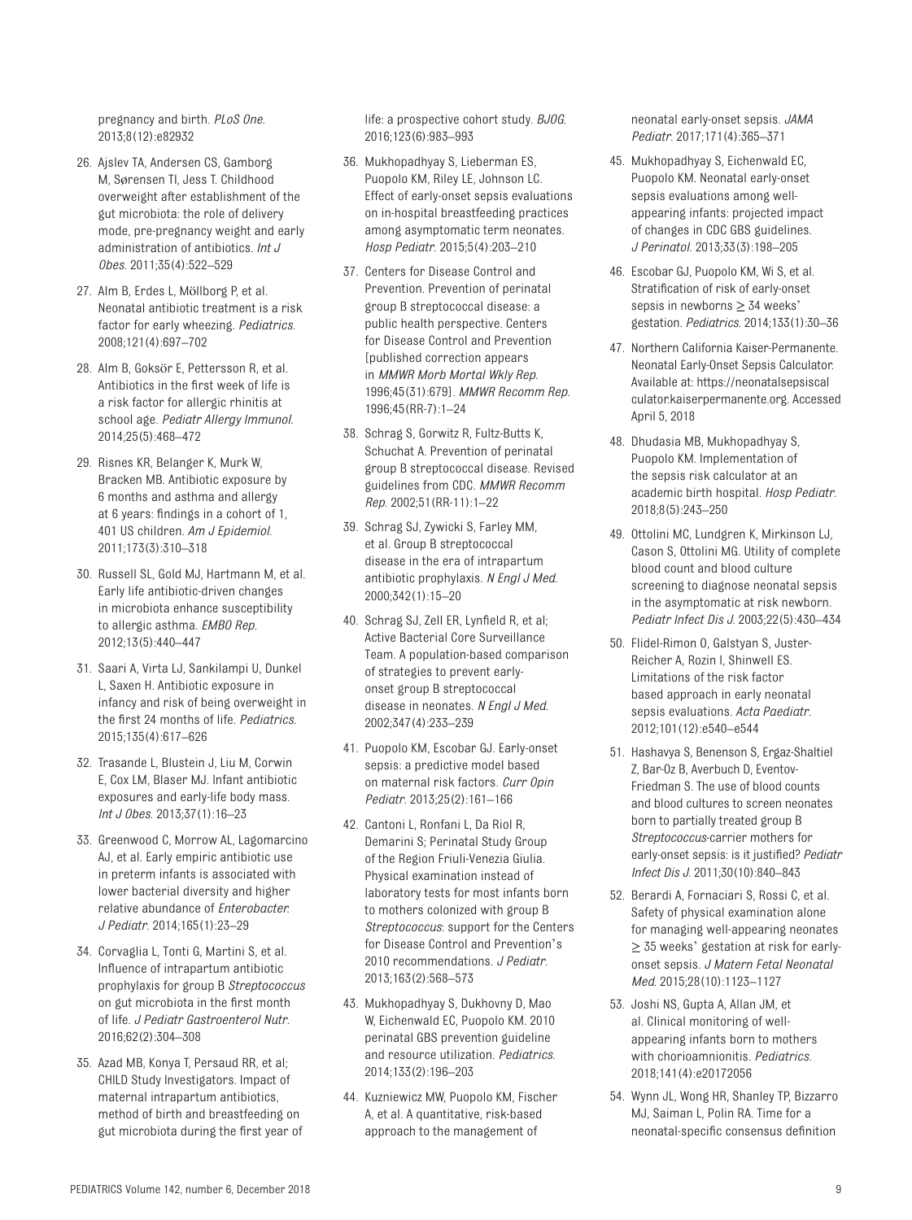pregnancy and birth. *PLoS One*. 2013;8(12):e82932

26. Ajslev TA, Andersen CS, Gamborg M, Sørensen TI, Jess T. Childhood overweight after establishment of the gut microbiota: the role of delivery mode, pre-pregnancy weight and early administration of antibiotics. *Int J Obes*. 2011;35(4):522–529

27. Alm B, Erdes L, Möllborg P, et al. Neonatal antibiotic treatment is a risk factor for early wheezing. *Pediatrics*. 2008;121(4):697–702

28. Alm B, Goksör E, Pettersson R, et al. Antibiotics in the first week of life is a risk factor for allergic rhinitis at school age. *Pediatr Allergy Immunol*. 2014;25(5):468–472

29. Risnes KR, Belanger K, Murk W, Bracken MB. Antibiotic exposure by 6 months and asthma and allergy at 6 years: findings in a cohort of 1, 401 US children. *Am J Epidemiol*. 2011;173(3):310–318

30. Russell SL, Gold MJ, Hartmann M, et al. Early life antibiotic-driven changes in microbiota enhance susceptibility to allergic asthma. *EMBO Rep*. 2012;13(5):440–447

31. Saari A, Virta LJ, Sankilampi U, Dunkel L, Saxen H. Antibiotic exposure in infancy and risk of being overweight in the first 24 months of life. *Pediatrics*. 2015;135(4):617–626

32. Trasande L, Blustein J, Liu M, Corwin E, Cox LM, Blaser MJ. Infant antibiotic exposures and early-life body mass. *Int J Obes*. 2013;37(1):16–23

33. Greenwood C, Morrow AL, Lagomarcino AJ, et al. Early empiric antibiotic use in preterm infants is associated with lower bacterial diversity and higher relative abundance of *Enterobacter*. *J Pediatr*. 2014;165(1):23–29

34. Corvaglia L, Tonti G, Martini S, et al. Influence of intrapartum antibiotic prophylaxis for group B *Streptococcus* on gut microbiota in the first month of life. *J Pediatr Gastroenterol Nutr*. 2016;62(2):304–308

35. Azad MB, Konya T, Persaud RR, et al; CHILD Study Investigators. Impact of maternal intrapartum antibiotics, method of birth and breastfeeding on gut microbiota during the first year of life: a prospective cohort study. *BJOG*. 2016;123(6):983–993

36. Mukhopadhyay S, Lieberman ES, Puopolo KM, Riley LE, Johnson LC. Effect of early-onset sepsis evaluations on in-hospital breastfeeding practices among asymptomatic term neonates. *Hosp Pediatr*. 2015;5(4):203–210

37. Centers for Disease Control and Prevention. Prevention of perinatal group B streptococcal disease: a public health perspective. Centers for Disease Control and Prevention [published correction appears in *MMWR Morb Mortal Wkly Rep*. 1996;45(31):679]. *MMWR Recomm Rep*. 1996;45(RR-7):1–24

38. Schrag S, Gorwitz R, Fultz-Butts K, Schuchat A. Prevention of perinatal group B streptococcal disease. Revised guidelines from CDC. *MMWR Recomm Rep*. 2002;51(RR-11):1–22

39. Schrag SJ, Zywicki S, Farley MM, et al. Group B streptococcal disease in the era of intrapartum antibiotic prophylaxis. *N Engl J Med*. 2000;342(1):15–20

40. Schrag SJ, Zell ER, Lynfield R, et al; Active Bacterial Core Surveillance Team. A population-based comparison of strategies to prevent early-onset group B streptococcal disease in neonates. *N Engl J Med*. 2002;347(4):233–239

41. Puopolo KM, Escobar GJ. Early-onset sepsis: a predictive model based on maternal risk factors. *Curr Opin Pediatr*. 2013;25(2):161–166

42. Cantoni L, Ronfani L, Da Riol R, Demarini S; Perinatal Study Group of the Region Friuli-Venezia Giulia. Physical examination instead of laboratory tests for most infants born to mothers colonized with group B *Streptococcus*: support for the Centers for Disease Control and Prevention's 2010 recommendations. *J Pediatr*. 2013;163(2):568–573

43. Mukhopadhyay S, Dukhovny D, Mao W, Eichenwald EC, Puopolo KM. 2010 perinatal GBS prevention guideline and resource utilization. *Pediatrics*. 2014;133(2):196–203

44. Kuzniewicz MW, Puopolo KM, Fischer A, et al. A quantitative, risk-based approach to the management of neonatal early-onset sepsis. *JAMA Pediatr*. 2017;171(4):365–371

45. Mukhopadhyay S, Eichenwald EC, Puopolo KM. Neonatal early-onset sepsis evaluations among well-appearing infants: projected impact of changes in CDC GBS guidelines. *J Perinatol*. 2013;33(3):198–205

46. Escobar GJ, Puopolo KM, Wi S, et al. Stratification of risk of early-onset sepsis in newborns ≥ 34 weeks' gestation. *Pediatrics*. 2014;133(1):30–36

47. Northern California Kaiser-Permanente. Neonatal Early-Onset Sepsis Calculator. Available at: https://neonatalsepsiscalculator.kaiserpermanente.org. Accessed April 5, 2018

48. Dhudasia MB, Mukhopadhyay S, Puopolo KM. Implementation of the sepsis risk calculator at an academic birth hospital. *Hosp Pediatr*. 2018;8(5):243–250

49. Ottolini MC, Lundgren K, Mirkinson LJ, Cason S, Ottolini MG. Utility of complete blood count and blood culture screening to diagnose neonatal sepsis in the asymptomatic at risk newborn. *Pediatr Infect Dis J*. 2003;22(5):430–434

50. Flidel-Rimon O, Galstyan S, Juster-Reicher A, Rozin I, Shinwell ES. Limitations of the risk factor based approach in early neonatal sepsis evaluations. *Acta Paediatr*. 2012;101(12):e540–e544

51. Hashavya S, Benenson S, Ergaz-Shaltiel Z, Bar-Oz B, Averbuch D, Eventov-Friedman S. The use of blood counts and blood cultures to screen neonates born to partially treated group B *Streptococcus*-carrier mothers for early-onset sepsis: is it justified? *Pediatr Infect Dis J*. 2011;30(10):840–843

52. Berardi A, Fornaciari S, Rossi C, et al. Safety of physical examination alone for managing well-appearing neonates ≥ 35 weeks' gestation at risk for early-onset sepsis. *J Matern Fetal Neonatal Med*. 2015;28(10):1123–1127

53. Joshi NS, Gupta A, Allan JM, et al. Clinical monitoring of well-appearing infants born to mothers with chorioamnionitis. *Pediatrics*. 2018;141(4):e20172056

54. Wynn JL, Wong HR, Shanley TP, Bizzarro MJ, Saiman L, Polin RA. Time for a neonatal-specific consensus definition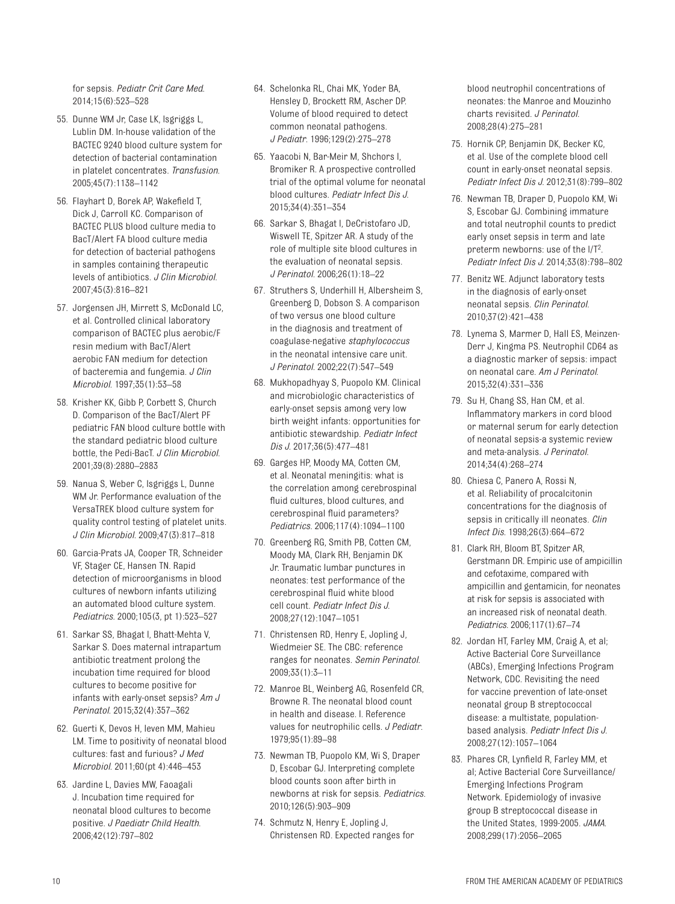for sepsis. *Pediatr Crit Care Med.* 2014;15(6):523–528

55. Dunne WM Jr, Case LK, Isgriggs L, Lublin DM. In-house validation of the BACTEC 9240 blood culture system for detection of bacterial contamination in platelet concentrates. *Transfusion.* 2005;45(7):1138–1142
56. Flayhart D, Borek AP, Wakefield T, Dick J, Carroll KC. Comparison of BACTEC PLUS blood culture media to BacT/Alert FA blood culture media for detection of bacterial pathogens in samples containing therapeutic levels of antibiotics. *J Clin Microbiol.* 2007;45(3):816–821
57. Jorgensen JH, Mirrett S, McDonald LC, et al. Controlled clinical laboratory comparison of BACTEC plus aerobic/F resin medium with BacT/Alert aerobic FAN medium for detection of bacteremia and fungemia. *J Clin Microbiol.* 1997;35(1):53–58
58. Krisher KK, Gibb P, Corbett S, Church D. Comparison of the BacT/Alert PF pediatric FAN blood culture bottle with the standard pediatric blood culture bottle, the Pedi-BacT. *J Clin Microbiol.* 2001;39(8):2880–2883
59. Nanua S, Weber C, Isgriggs L, Dunne WM Jr. Performance evaluation of the VersaTREK blood culture system for quality control testing of platelet units. *J Clin Microbiol.* 2009;47(3):817–818
60. Garcia-Prats JA, Cooper TR, Schneider VF, Stager CE, Hansen TN. Rapid detection of microorganisms in blood cultures of newborn infants utilizing an automated blood culture system. *Pediatrics.* 2000;105(3, pt 1):523–527
61. Sarkar SS, Bhagat I, Bhatt-Mehta V, Sarkar S. Does maternal intrapartum antibiotic treatment prolong the incubation time required for blood cultures to become positive for infants with early-onset sepsis? *Am J Perinatol.* 2015;32(4):357–362
62. Guerti K, Devos H, Ieven MM, Mahieu LM. Time to positivity of neonatal blood cultures: fast and furious? *J Med Microbiol.* 2011;60(pt 4):446–453
63. Jardine L, Davies MW, Faoagali J. Incubation time required for neonatal blood cultures to become positive. *J Paediatr Child Health.* 2006;42(12):797–802
64. Schelonka RL, Chai MK, Yoder BA, Hensley D, Brockett RM, Ascher DP. Volume of blood required to detect common neonatal pathogens. *J Pediatr.* 1996;129(2):275–278
65. Yaacobi N, Bar-Meir M, Shchors I, Bromiker R. A prospective controlled trial of the optimal volume for neonatal blood cultures. *Pediatr Infect Dis J.* 2015;34(4):351–354
66. Sarkar S, Bhagat I, DeCristofaro JD, Wiswell TE, Spitzer AR. A study of the role of multiple site blood cultures in the evaluation of neonatal sepsis. *J Perinatol.* 2006;26(1):18–22
67. Struthers S, Underhill H, Albersheim S, Greenberg D, Dobson S. A comparison of two versus one blood culture in the diagnosis and treatment of coagulase-negative *staphylococcus* in the neonatal intensive care unit. *J Perinatol.* 2002;22(7):547–549
68. Mukhopadhyay S, Puopolo KM. Clinical and microbiologic characteristics of early-onset sepsis among very low birth weight infants: opportunities for antibiotic stewardship. *Pediatr Infect Dis J.* 2017;36(5):477–481
69. Garges HP, Moody MA, Cotten CM, et al. Neonatal meningitis: what is the correlation among cerebrospinal fluid cultures, blood cultures, and cerebrospinal fluid parameters? *Pediatrics.* 2006;117(4):1094–1100
70. Greenberg RG, Smith PB, Cotten CM, Moody MA, Clark RH, Benjamin DK Jr. Traumatic lumbar punctures in neonates: test performance of the cerebrospinal fluid white blood cell count. *Pediatr Infect Dis J.* 2008;27(12):1047–1051
71. Christensen RD, Henry E, Jopling J, Wiedmeier SE. The CBC: reference ranges for neonates. *Semin Perinatol.* 2009;33(1):3–11
72. Manroe BL, Weinberg AG, Rosenfeld CR, Browne R. The neonatal blood count in health and disease. I. Reference values for neutrophilic cells. *J Pediatr.* 1979;95(1):89–98
73. Newman TB, Puopolo KM, Wi S, Draper D, Escobar GJ. Interpreting complete blood counts soon after birth in newborns at risk for sepsis. *Pediatrics.* 2010;126(5):903–909
74. Schmutz N, Henry E, Jopling J, Christensen RD. Expected ranges for blood neutrophil concentrations of neonates: the Manroe and Mouzinho charts revisited. *J Perinatol.* 2008;28(4):275–281
75. Hornik CP, Benjamin DK, Becker KC, et al. Use of the complete blood cell count in early-onset neonatal sepsis. *Pediatr Infect Dis J.* 2012;31(8):799–802
76. Newman TB, Draper D, Puopolo KM, Wi S, Escobar GJ. Combining immature and total neutrophil counts to predict early onset sepsis in term and late preterm newborns: use of the $I/T^2$. *Pediatr Infect Dis J.* 2014;33(8):798–802
77. Benitz WE. Adjunct laboratory tests in the diagnosis of early-onset neonatal sepsis. *Clin Perinatol.* 2010;37(2):421–438
78. Lynema S, Marmer D, Hall ES, Meinzen-Derr J, Kingma PS. Neutrophil CD64 as a diagnostic marker of sepsis: impact on neonatal care. *Am J Perinatol.* 2015;32(4):331–336
79. Su H, Chang SS, Han CM, et al. Inflammatory markers in cord blood or maternal serum for early detection of neonatal sepsis-a systemic review and meta-analysis. *J Perinatol.* 2014;34(4):268–274
80. Chiesa C, Panero A, Rossi N, et al. Reliability of procalcitonin concentrations for the diagnosis of sepsis in critically ill neonates. *Clin Infect Dis.* 1998;26(3):664–672
81. Clark RH, Bloom BT, Spitzer AR, Gerstmann DR. Empiric use of ampicillin and cefotaxime, compared with ampicillin and gentamicin, for neonates at risk for sepsis is associated with an increased risk of neonatal death. *Pediatrics.* 2006;117(1):67–74
82. Jordan HT, Farley MM, Craig A, et al; Active Bacterial Core Surveillance (ABCs), Emerging Infections Program Network, CDC. Revisiting the need for vaccine prevention of late-onset neonatal group B streptococcal disease: a multistate, population-based analysis. *Pediatr Infect Dis J.* 2008;27(12):1057–1064
83. Phares CR, Lynfield R, Farley MM, et al; Active Bacterial Core Surveillance/Emerging Infections Program Network. Epidemiology of invasive group B streptococcal disease in the United States, 1999-2005. *JAMA.* 2008;299(17):2056–2065